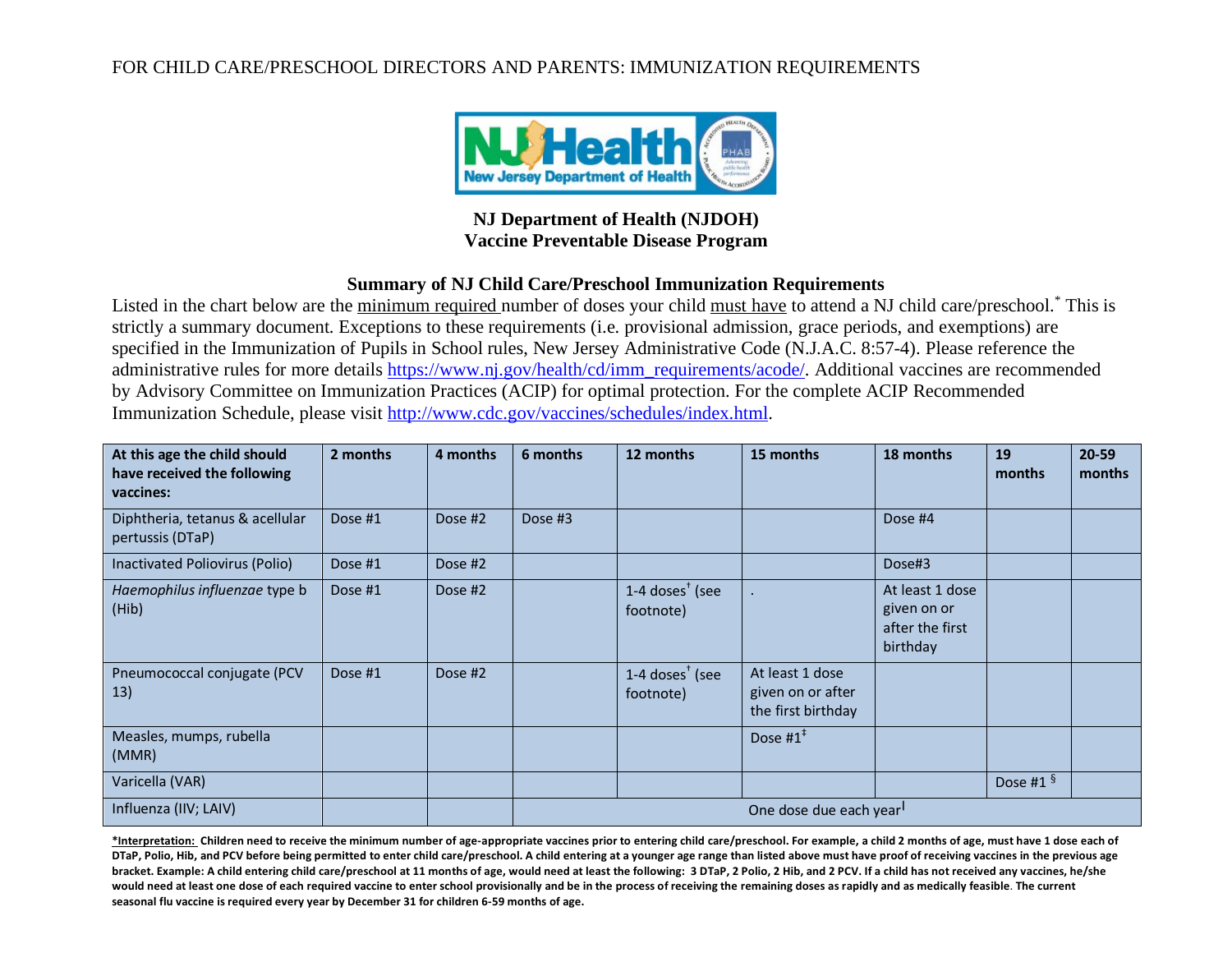FOR CHILD CARE/PRESCHOOL DIRECTORS AND PARENTS: IMMUNIZATION REQUIREMENTS

**NJ Department of Health (NJDOH)**
**Vaccine Preventable Disease Program**

## Summary of NJ Child Care/Preschool Immunization Requirements

Listed in the chart below are the minimum required number of doses your child must have to attend a NJ child care/preschool.* This is strictly a summary document. Exceptions to these requirements (i.e. provisional admission, grace periods, and exemptions) are specified in the Immunization of Pupils in School rules, New Jersey Administrative Code (N.J.A.C. 8:57-4). Please reference the administrative rules for more details https://www.nj.gov/health/cd/imm_requirements/acode/. Additional vaccines are recommended by Advisory Committee on Immunization Practices (ACIP) for optimal protection. For the complete ACIP Recommended Immunization Schedule, please visit http://www.cdc.gov/vaccines/schedules/index.html.

| At this age the child should have received the following vaccines: | 2 months | 4 months | 6 months | 12 months | 15 months | 18 months | 19 months | 20-59 months |
|---|---|---|---|---|---|---|---|---|
| Diphtheria, tetanus & acellular pertussis (DTaP) | Dose #1 | Dose #2 | Dose #3 | | | Dose #4 | | |
| Inactivated Poliovirus (Polio) | Dose #1 | Dose #2 | | | | Dose#3 | | |
| *Haemophilus influenzae* type b (Hib) | Dose #1 | Dose #2 | | 1-4 doses† (see footnote) | . | At least 1 dose given on or after the first birthday | | |
| Pneumococcal conjugate (PCV 13) | Dose #1 | Dose #2 | | 1-4 doses† (see footnote) | At least 1 dose given on or after the first birthday | | | |
| Measles, mumps, rubella (MMR) | | | | | Dose #1‡ | | | |
| Varicella (VAR) | | | | | | | Dose #1 § | |
| Influenza (IIV; LAIV) | | | One dose due each year‖ | | | | | |

**\*Interpretation: Children need to receive the minimum number of age-appropriate vaccines prior to entering child care/preschool. For example, a child 2 months of age, must have 1 dose each of DTaP, Polio, Hib, and PCV before being permitted to enter child care/preschool. A child entering at a younger age range than listed above must have proof of receiving vaccines in the previous age bracket. Example: A child entering child care/preschool at 11 months of age, would need at least the following: 3 DTaP, 2 Polio, 2 Hib, and 2 PCV. If a child has not received any vaccines, he/she would need at least one dose of each required vaccine to enter school provisionally and be in the process of receiving the remaining doses as rapidly and as medically feasible. The current seasonal flu vaccine is required every year by December 31 for children 6-59 months of age.**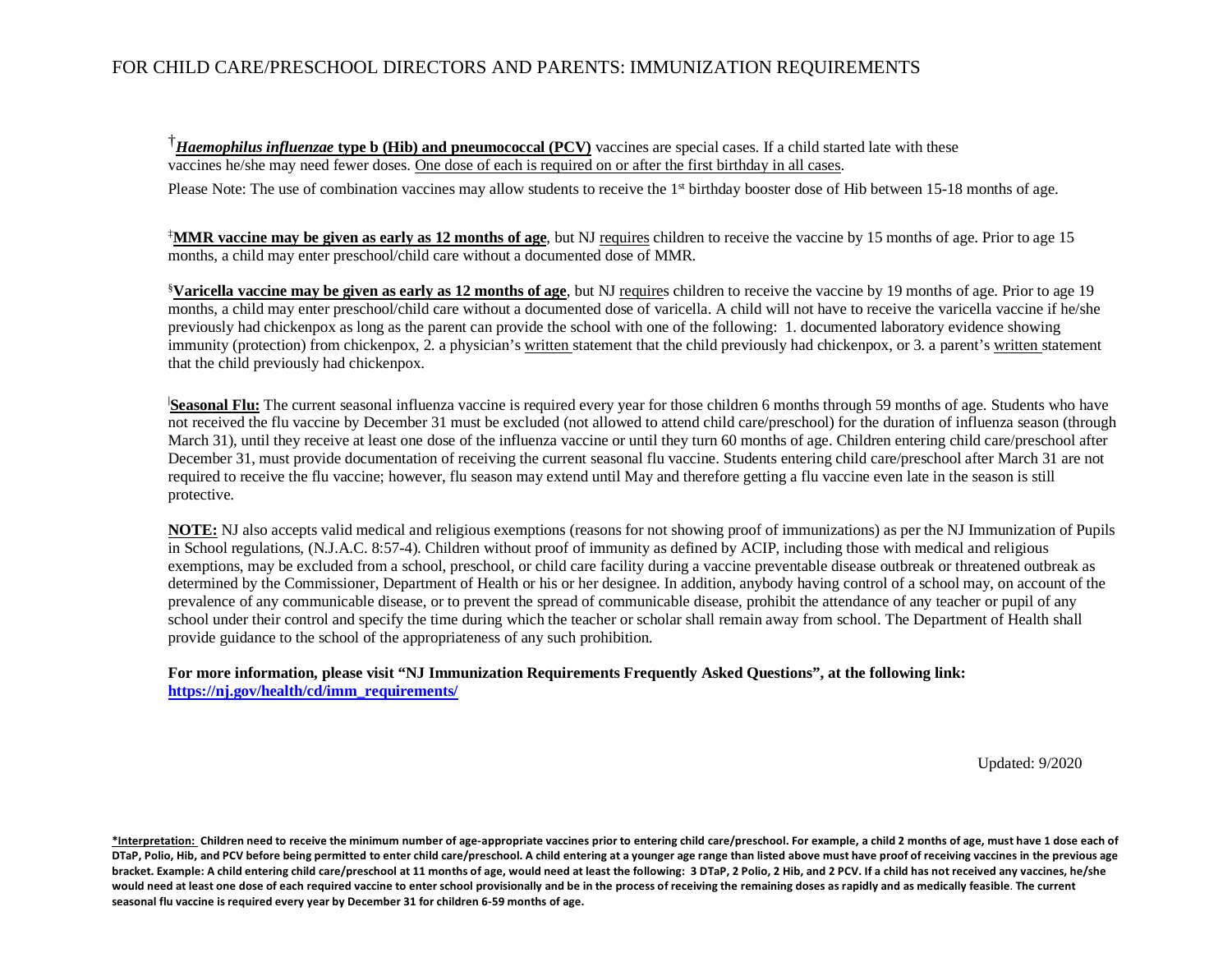# FOR CHILD CARE/PRESCHOOL DIRECTORS AND PARENTS: IMMUNIZATION REQUIREMENTS

† ***Haemophilus influenzae* type b (Hib) and pneumococcal (PCV)** vaccines are special cases. If a child started late with these vaccines he/she may need fewer doses. One dose of each is required on or after the first birthday in all cases.

Please Note: The use of combination vaccines may allow students to receive the 1st birthday booster dose of Hib between 15-18 months of age.

‡ **MMR vaccine may be given as early as 12 months of age**, but NJ requires children to receive the vaccine by 15 months of age. Prior to age 15 months, a child may enter preschool/child care without a documented dose of MMR.

§ **Varicella vaccine may be given as early as 12 months of age**, but NJ requires children to receive the vaccine by 19 months of age. Prior to age 19 months, a child may enter preschool/child care without a documented dose of varicella. A child will not have to receive the varicella vaccine if he/she previously had chickenpox as long as the parent can provide the school with one of the following: 1. documented laboratory evidence showing immunity (protection) from chickenpox, 2. a physician's written statement that the child previously had chickenpox, or 3. a parent's written statement that the child previously had chickenpox.

| **Seasonal Flu:** The current seasonal influenza vaccine is required every year for those children 6 months through 59 months of age. Students who have not received the flu vaccine by December 31 must be excluded (not allowed to attend child care/preschool) for the duration of influenza season (through March 31), until they receive at least one dose of the influenza vaccine or until they turn 60 months of age. Children entering child care/preschool after December 31, must provide documentation of receiving the current seasonal flu vaccine. Students entering child care/preschool after March 31 are not required to receive the flu vaccine; however, flu season may extend until May and therefore getting a flu vaccine even late in the season is still protective.

**NOTE:** NJ also accepts valid medical and religious exemptions (reasons for not showing proof of immunizations) as per the NJ Immunization of Pupils in School regulations, (N.J.A.C. 8:57-4). Children without proof of immunity as defined by ACIP, including those with medical and religious exemptions, may be excluded from a school, preschool, or child care facility during a vaccine preventable disease outbreak or threatened outbreak as determined by the Commissioner, Department of Health or his or her designee. In addition, anybody having control of a school may, on account of the prevalence of any communicable disease, or to prevent the spread of communicable disease, prohibit the attendance of any teacher or pupil of any school under their control and specify the time during which the teacher or scholar shall remain away from school. The Department of Health shall provide guidance to the school of the appropriateness of any such prohibition.

**For more information, please visit "NJ Immunization Requirements Frequently Asked Questions", at the following link: https://nj.gov/health/cd/imm_requirements/**

Updated: 9/2020

**\*Interpretation: Children need to receive the minimum number of age-appropriate vaccines prior to entering child care/preschool. For example, a child 2 months of age, must have 1 dose each of DTaP, Polio, Hib, and PCV before being permitted to enter child care/preschool. A child entering at a younger age range than listed above must have proof of receiving vaccines in the previous age bracket. Example: A child entering child care/preschool at 11 months of age, would need at least the following: 3 DTaP, 2 Polio, 2 Hib, and 2 PCV. If a child has not received any vaccines, he/she would need at least one dose of each required vaccine to enter school provisionally and be in the process of receiving the remaining doses as rapidly and as medically feasible. The current seasonal flu vaccine is required every year by December 31 for children 6-59 months of age.**